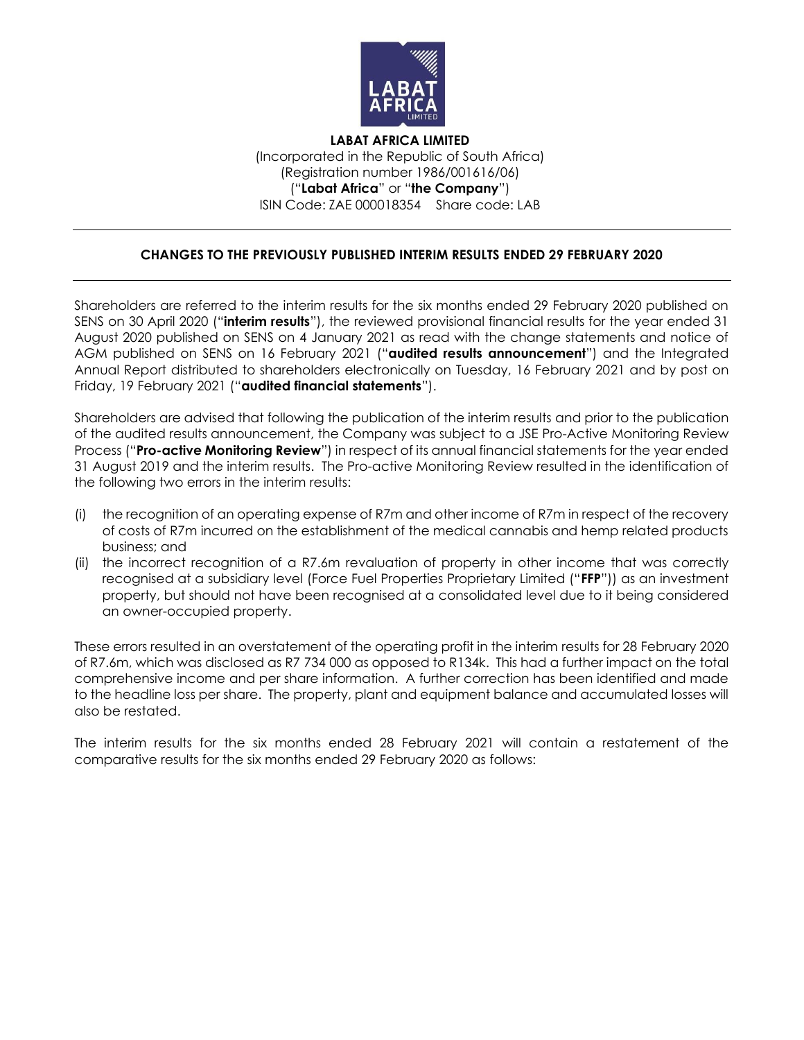**LABAT AFRICA LIMITED**
(Incorporated in the Republic of South Africa)
(Registration number 1986/001616/06)
("**Labat Africa**" or "**the Company**")
ISIN Code: ZAE 000018354 Share code: LAB

---

## CHANGES TO THE PREVIOUSLY PUBLISHED INTERIM RESULTS ENDED 29 FEBRUARY 2020

---

Shareholders are referred to the interim results for the six months ended 29 February 2020 published on SENS on 30 April 2020 ("**interim results**"), the reviewed provisional financial results for the year ended 31 August 2020 published on SENS on 4 January 2021 as read with the change statements and notice of AGM published on SENS on 16 February 2021 ("**audited results announcement**") and the Integrated Annual Report distributed to shareholders electronically on Tuesday, 16 February 2021 and by post on Friday, 19 February 2021 ("**audited financial statements**").

Shareholders are advised that following the publication of the interim results and prior to the publication of the audited results announcement, the Company was subject to a JSE Pro-Active Monitoring Review Process ("**Pro-active Monitoring Review**") in respect of its annual financial statements for the year ended 31 August 2019 and the interim results. The Pro-active Monitoring Review resulted in the identification of the following two errors in the interim results:

(i) the recognition of an operating expense of R7m and other income of R7m in respect of the recovery of costs of R7m incurred on the establishment of the medical cannabis and hemp related products business; and
(ii) the incorrect recognition of a R7.6m revaluation of property in other income that was correctly recognised at a subsidiary level (Force Fuel Properties Proprietary Limited ("**FFP**")) as an investment property, but should not have been recognised at a consolidated level due to it being considered an owner-occupied property.

These errors resulted in an overstatement of the operating profit in the interim results for 28 February 2020 of R7.6m, which was disclosed as R7 734 000 as opposed to R134k. This had a further impact on the total comprehensive income and per share information. A further correction has been identified and made to the headline loss per share. The property, plant and equipment balance and accumulated losses will also be restated.

The interim results for the six months ended 28 February 2021 will contain a restatement of the comparative results for the six months ended 29 February 2020 as follows: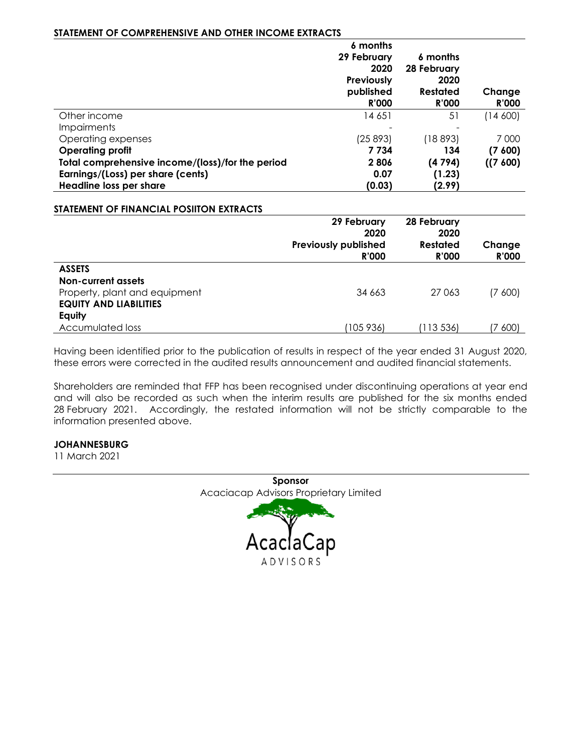**STATEMENT OF COMPREHENSIVE AND OTHER INCOME EXTRACTS**

| | 6 months 29 February 2020 Previously published R'000 | 6 months 28 February 2020 Restated R'000 | Change R'000 |
|---|---|---|---|
| Other income | 14 651 | 51 | (14 600) |
| Impairments | - | - | |
| Operating expenses | (25 893) | (18 893) | 7 000 |
| **Operating profit** | **7 734** | **134** | **(7 600)** |
| **Total comprehensive income/(loss)/for the period** | **2 806** | **(4 794)** | **((7 600)** |
| **Earnings/(Loss) per share (cents)** | **0.07** | **(1.23)** | |
| **Headline loss per share** | **(0.03)** | **(2.99)** | |

**STATEMENT OF FINANCIAL POSIITON EXTRACTS**

| | 29 February 2020 Previously published R'000 | 28 February 2020 Restated R'000 | Change R'000 |
|---|---|---|---|
| **ASSETS** | | | |
| **Non-current assets** | | | |
| Property, plant and equipment | 34 663 | 27 063 | (7 600) |
| **EQUITY AND LIABILITIES** | | | |
| **Equity** | | | |
| Accumulated loss | (105 936) | (113 536) | (7 600) |

Having been identified prior to the publication of results in respect of the year ended 31 August 2020, these errors were corrected in the audited results announcement and audited financial statements.

Shareholders are reminded that FFP has been recognised under discontinuing operations at year end and will also be recorded as such when the interim results are published for the six months ended 28 February 2021. Accordingly, the restated information will not be strictly comparable to the information presented above.

**JOHANNESBURG**
11 March 2021

**Sponsor**
Acaciacap Advisors Proprietary Limited